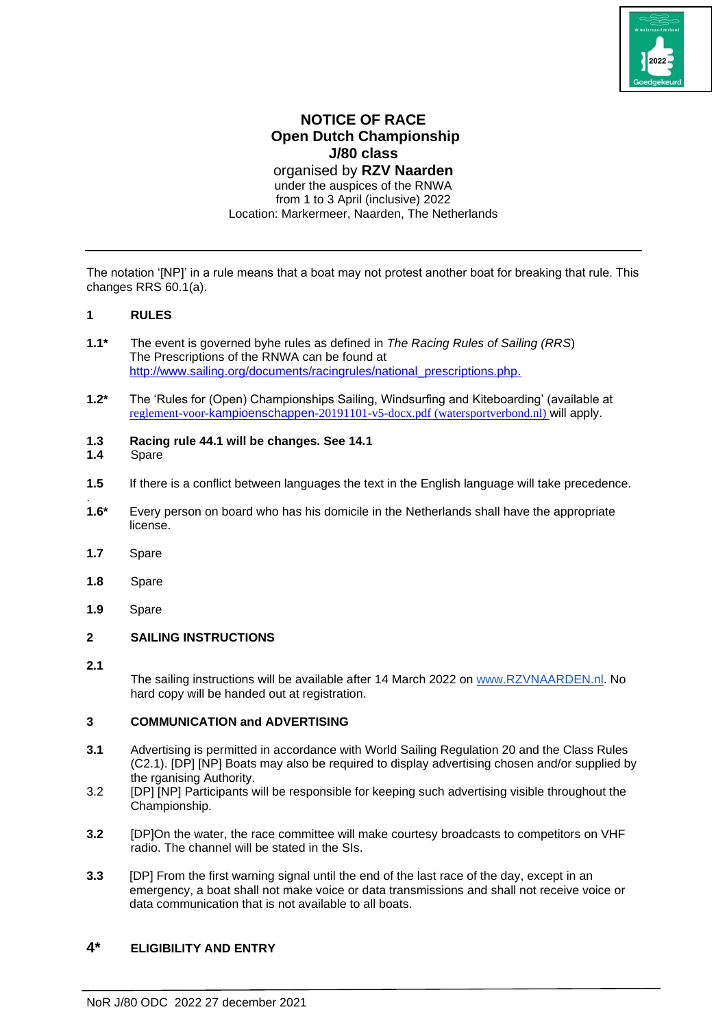# NOTICE OF RACE
## Open Dutch Championship
## J/80 class
organised by **RZV Naarden**
under the auspices of the RNWA
from 1 to 3 April (inclusive) 2022
Location: Markermeer, Naarden, The Netherlands

---

The notation '[NP]' in a rule means that a boat may not protest another boat for breaking that rule. This changes RRS 60.1(a).

### 1 RULES

**1.1*** The event is governed byhe rules as defined in *The Racing Rules of Sailing (RRS*)
The Prescriptions of the RNWA can be found at http://www.sailing.org/documents/racingrules/national_prescriptions.php.

**1.2*** The 'Rules for (Open) Championships Sailing, Windsurfing and Kiteboarding' (available at reglement-voor-kampioenschappen-20191101-v5-docx.pdf (watersportverbond.nl) will apply.

**1.3 Racing rule 44.1 will be changes. See 14.1**

**1.4** Spare

**1.5** If there is a conflict between languages the text in the English language will take precedence.

**1.6*** Every person on board who has his domicile in the Netherlands shall have the appropriate license.

**1.7** Spare

**1.8** Spare

**1.9** Spare

### 2 SAILING INSTRUCTIONS

**2.1** The sailing instructions will be available after 14 March 2022 on www.RZVNAARDEN.nl. No hard copy will be handed out at registration.

### 3 COMMUNICATION and ADVERTISING

**3.1** Advertising is permitted in accordance with World Sailing Regulation 20 and the Class Rules (C2.1). [DP] [NP] Boats may also be required to display advertising chosen and/or supplied by the rganising Authority.

3.2 [DP] [NP] Participants will be responsible for keeping such advertising visible throughout the Championship.

**3.2** [DP]On the water, the race committee will make courtesy broadcasts to competitors on VHF radio. The channel will be stated in the SIs.

**3.3** [DP] From the first warning signal until the end of the last race of the day, except in an emergency, a boat shall not make voice or data transmissions and shall not receive voice or data communication that is not available to all boats.

### 4* ELIGIBILITY AND ENTRY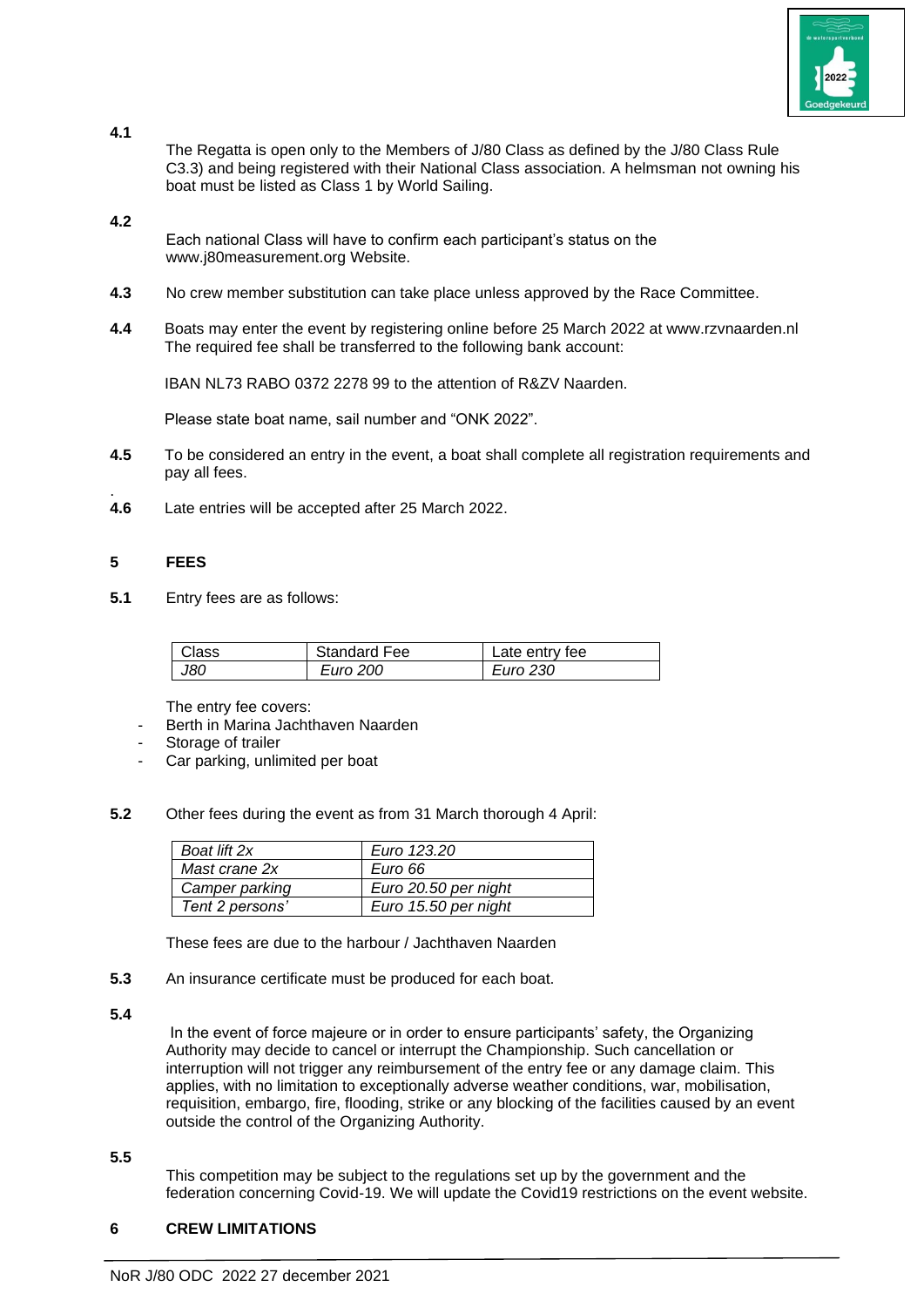**4.1** The Regatta is open only to the Members of J/80 Class as defined by the J/80 Class Rule C3.3) and being registered with their National Class association. A helmsman not owning his boat must be listed as Class 1 by World Sailing.

**4.2** Each national Class will have to confirm each participant's status on the www.j80measurement.org Website.

**4.3** No crew member substitution can take place unless approved by the Race Committee.

**4.4** Boats may enter the event by registering online before 25 March 2022 at www.rzvnaarden.nl The required fee shall be transferred to the following bank account:

IBAN NL73 RABO 0372 2278 99 to the attention of R&ZV Naarden.

Please state boat name, sail number and "ONK 2022".

**4.5** To be considered an entry in the event, a boat shall complete all registration requirements and pay all fees.

.

**4.6** Late entries will be accepted after 25 March 2022.

## 5 FEES

**5.1** Entry fees are as follows:

| Class | Standard Fee | Late entry fee |
|---|---|---|
| *J80* | *Euro 200* | *Euro 230* |

The entry fee covers:

- Berth in Marina Jachthaven Naarden
- Storage of trailer
- Car parking, unlimited per boat

**5.2** Other fees during the event as from 31 March thorough 4 April:

| *Boat lift 2x* | *Euro 123.20* |
|---|---|
| *Mast crane 2x* | *Euro 66* |
| *Camper parking* | *Euro 20.50 per night* |
| *Tent 2 persons'* | *Euro 15.50 per night* |

These fees are due to the harbour / Jachthaven Naarden

**5.3** An insurance certificate must be produced for each boat.

**5.4** In the event of force majeure or in order to ensure participants' safety, the Organizing Authority may decide to cancel or interrupt the Championship. Such cancellation or interruption will not trigger any reimbursement of the entry fee or any damage claim. This applies, with no limitation to exceptionally adverse weather conditions, war, mobilisation, requisition, embargo, fire, flooding, strike or any blocking of the facilities caused by an event outside the control of the Organizing Authority.

**5.5** This competition may be subject to the regulations set up by the government and the federation concerning Covid-19. We will update the Covid19 restrictions on the event website.

## 6 CREW LIMITATIONS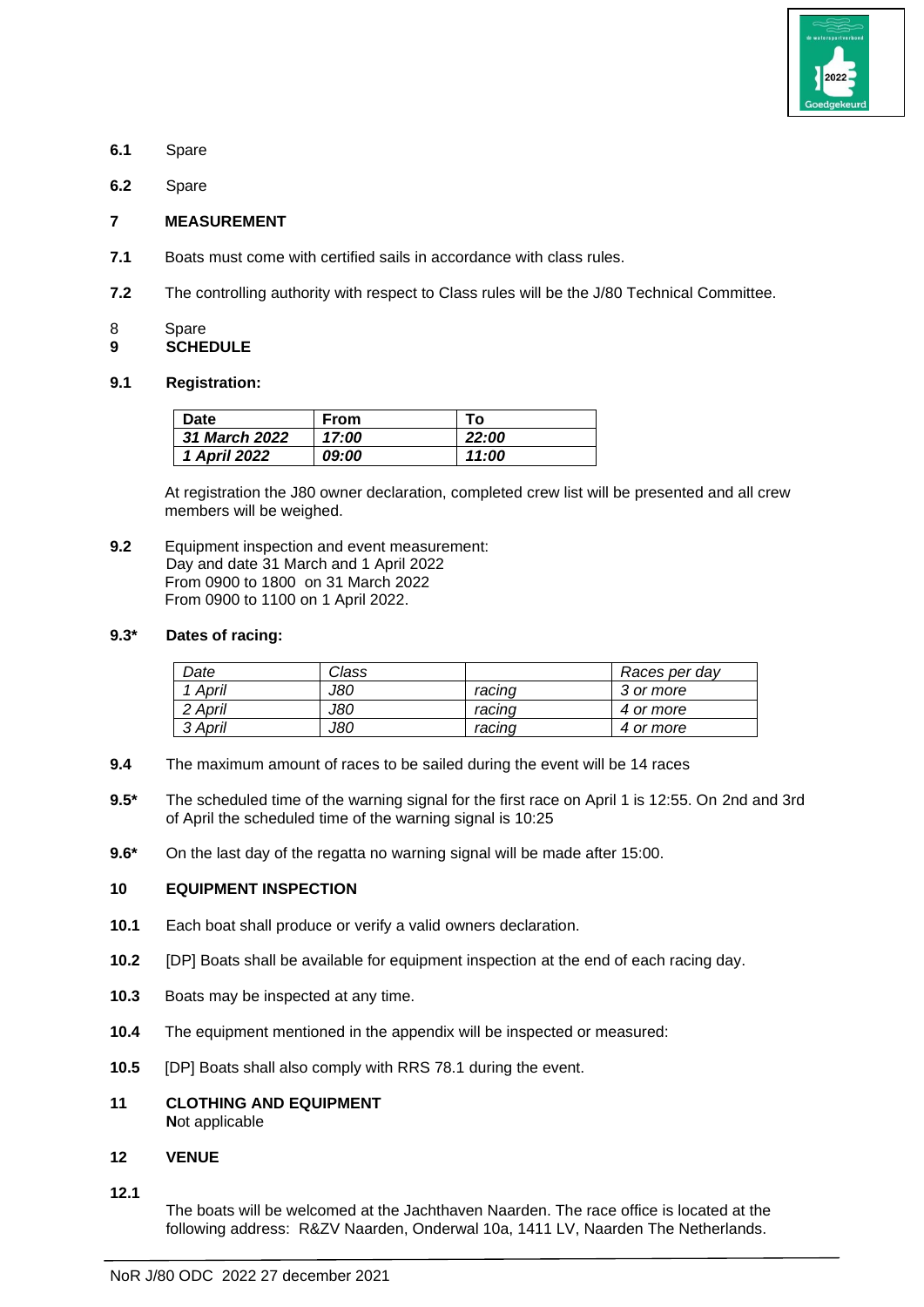**6.1** Spare

**6.2** Spare

## 7 MEASUREMENT

**7.1** Boats must come with certified sails in accordance with class rules.

**7.2** The controlling authority with respect to Class rules will be the J/80 Technical Committee.

8 Spare

## 9 SCHEDULE

**9.1 Registration:**

| **Date** | **From** | **To** |
|---|---|---|
| ***31 March 2022*** | ***17:00*** | ***22:00*** |
| ***1 April 2022*** | ***09:00*** | ***11:00*** |

At registration the J80 owner declaration, completed crew list will be presented and all crew members will be weighed.

**9.2** Equipment inspection and event measurement:
Day and date 31 March and 1 April 2022
From 0900 to 1800 on 31 March 2022
From 0900 to 1100 on 1 April 2022.

**9.3\* Dates of racing:**

| *Date* | *Class* | | *Races per day* |
|---|---|---|---|
| *1 April* | *J80* | *racing* | *3 or more* |
| *2 April* | *J80* | *racing* | *4 or more* |
| *3 April* | *J80* | *racing* | *4 or more* |

**9.4** The maximum amount of races to be sailed during the event will be 14 races

**9.5\*** The scheduled time of the warning signal for the first race on April 1 is 12:55. On 2nd and 3rd of April the scheduled time of the warning signal is 10:25

**9.6\*** On the last day of the regatta no warning signal will be made after 15:00.

## 10 EQUIPMENT INSPECTION

**10.1** Each boat shall produce or verify a valid owners declaration.

**10.2** [DP] Boats shall be available for equipment inspection at the end of each racing day.

**10.3** Boats may be inspected at any time.

**10.4** The equipment mentioned in the appendix will be inspected or measured:

**10.5** [DP] Boats shall also comply with RRS 78.1 during the event.

## 11 CLOTHING AND EQUIPMENT

**N**ot applicable

## 12 VENUE

**12.1**

The boats will be welcomed at the Jachthaven Naarden. The race office is located at the following address: R&ZV Naarden, Onderwal 10a, 1411 LV, Naarden The Netherlands.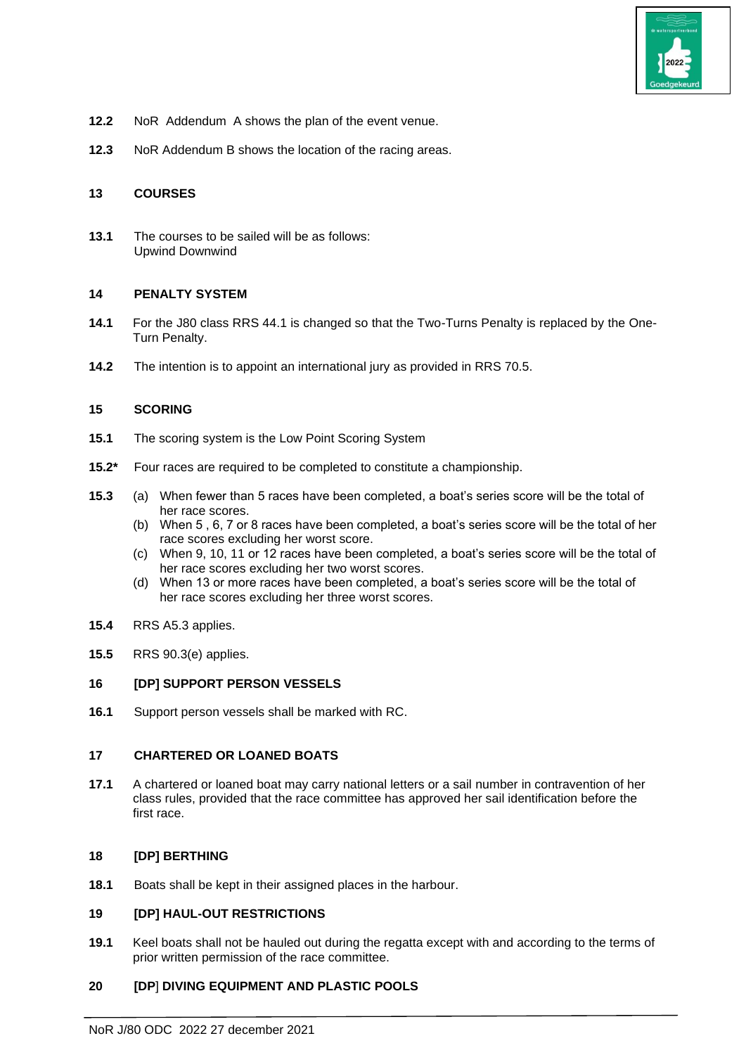**12.2** NoR Addendum A shows the plan of the event venue.

**12.3** NoR Addendum B shows the location of the racing areas.

## 13 COURSES

**13.1** The courses to be sailed will be as follows:
Upwind Downwind

## 14 PENALTY SYSTEM

**14.1** For the J80 class RRS 44.1 is changed so that the Two-Turns Penalty is replaced by the One-Turn Penalty.

**14.2** The intention is to appoint an international jury as provided in RRS 70.5.

## 15 SCORING

**15.1** The scoring system is the Low Point Scoring System

**15.2*** Four races are required to be completed to constitute a championship.

**15.3** (a) When fewer than 5 races have been completed, a boat's series score will be the total of her race scores.
(b) When 5 , 6, 7 or 8 races have been completed, a boat's series score will be the total of her race scores excluding her worst score.
(c) When 9, 10, 11 or 12 races have been completed, a boat's series score will be the total of her race scores excluding her two worst scores.
(d) When 13 or more races have been completed, a boat's series score will be the total of her race scores excluding her three worst scores.

**15.4** RRS A5.3 applies.

**15.5** RRS 90.3(e) applies.

## 16 [DP] SUPPORT PERSON VESSELS

**16.1** Support person vessels shall be marked with RC.

## 17 CHARTERED OR LOANED BOATS

**17.1** A chartered or loaned boat may carry national letters or a sail number in contravention of her class rules, provided that the race committee has approved her sail identification before the first race.

## 18 [DP] BERTHING

**18.1** Boats shall be kept in their assigned places in the harbour.

## 19 [DP] HAUL-OUT RESTRICTIONS

**19.1** Keel boats shall not be hauled out during the regatta except with and according to the terms of prior written permission of the race committee.

## 20 [DP] DIVING EQUIPMENT AND PLASTIC POOLS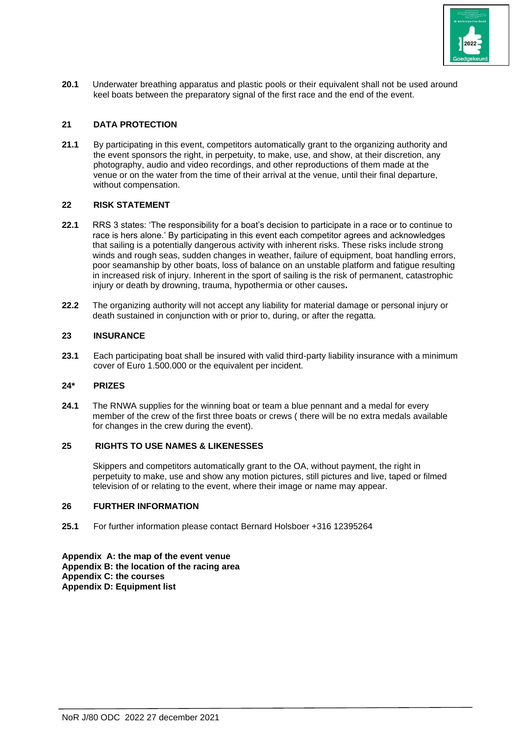**20.1** Underwater breathing apparatus and plastic pools or their equivalent shall not be used around keel boats between the preparatory signal of the first race and the end of the event.

## 21 DATA PROTECTION

**21.1** By participating in this event, competitors automatically grant to the organizing authority and the event sponsors the right, in perpetuity, to make, use, and show, at their discretion, any photography, audio and video recordings, and other reproductions of them made at the venue or on the water from the time of their arrival at the venue, until their final departure, without compensation.

## 22 RISK STATEMENT

**22.1** RRS 3 states: 'The responsibility for a boat's decision to participate in a race or to continue to race is hers alone.' By participating in this event each competitor agrees and acknowledges that sailing is a potentially dangerous activity with inherent risks. These risks include strong winds and rough seas, sudden changes in weather, failure of equipment, boat handling errors, poor seamanship by other boats, loss of balance on an unstable platform and fatigue resulting in increased risk of injury. Inherent in the sport of sailing is the risk of permanent, catastrophic injury or death by drowning, trauma, hypothermia or other causes**.**

**22.2** The organizing authority will not accept any liability for material damage or personal injury or death sustained in conjunction with or prior to, during, or after the regatta.

## 23 INSURANCE

**23.1** Each participating boat shall be insured with valid third-party liability insurance with a minimum cover of Euro 1.500.000 or the equivalent per incident.

## 24* PRIZES

**24.1** The RNWA supplies for the winning boat or team a blue pennant and a medal for every member of the crew of the first three boats or crews ( there will be no extra medals available for changes in the crew during the event).

## 25 RIGHTS TO USE NAMES & LIKENESSES

Skippers and competitors automatically grant to the OA, without payment, the right in perpetuity to make, use and show any motion pictures, still pictures and live, taped or filmed television of or relating to the event, where their image or name may appear.

## 26 FURTHER INFORMATION

**25.1** For further information please contact Bernard Holsboer +316 12395264

**Appendix A: the map of the event venue**
**Appendix B: the location of the racing area**
**Appendix C: the courses**
**Appendix D: Equipment list**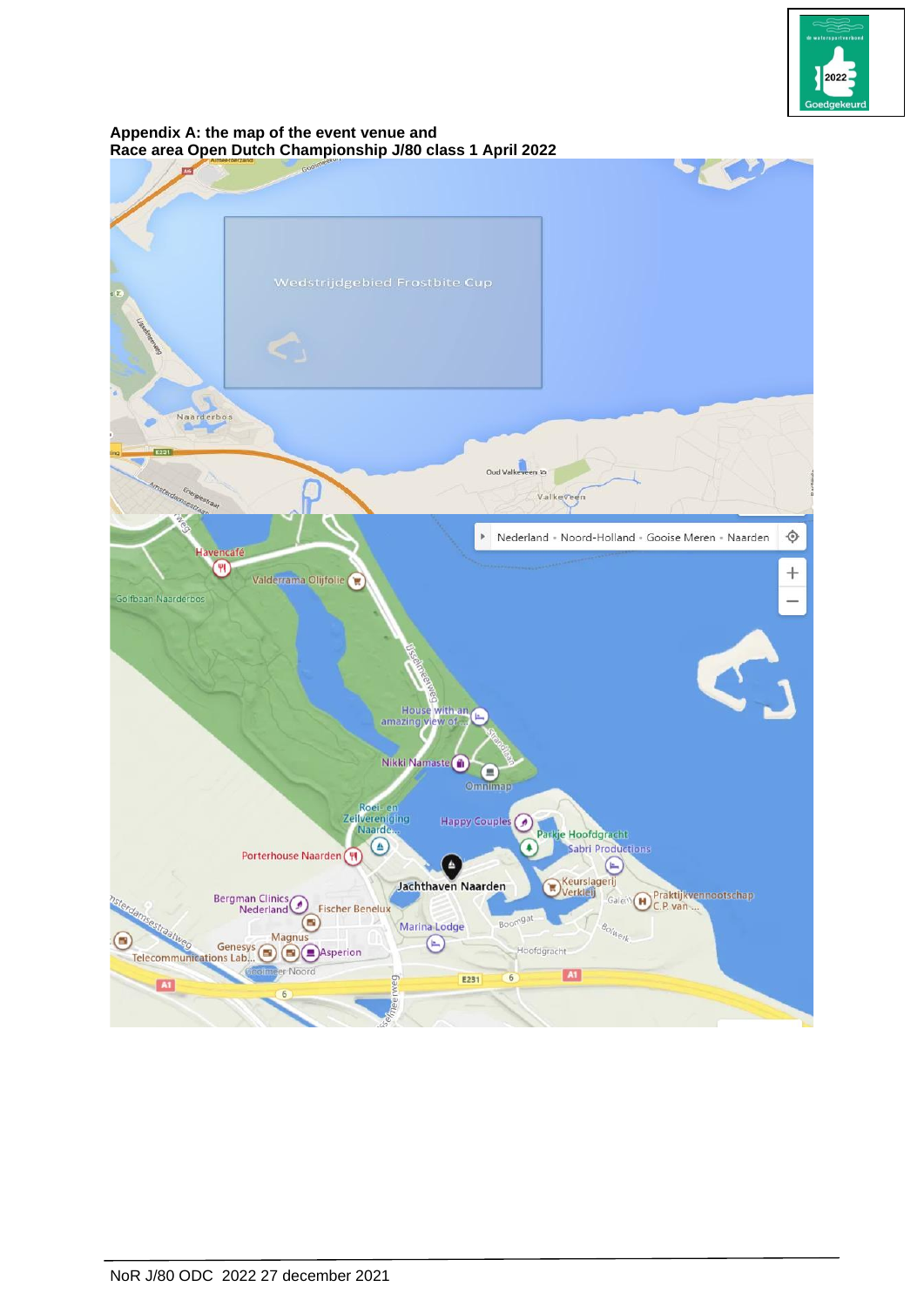**Appendix A: the map of the event venue and**
**Race area Open Dutch Championship J/80 class 1 April 2022**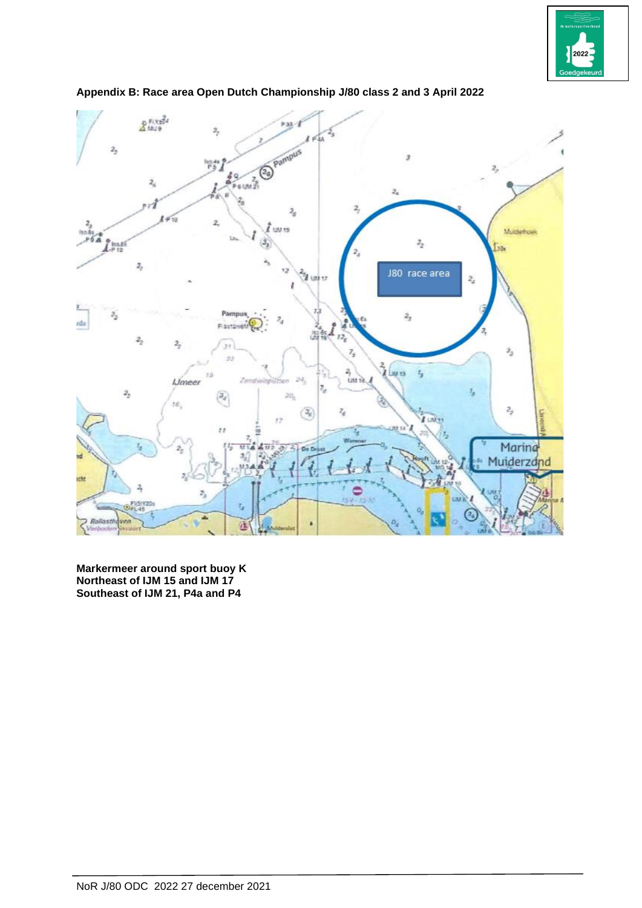**Appendix B: Race area Open Dutch Championship J/80 class 2 and 3 April 2022**

**Markermeer around sport buoy K**
**Northeast of IJM 15 and IJM 17**
**Southeast of IJM 21, P4a and P4**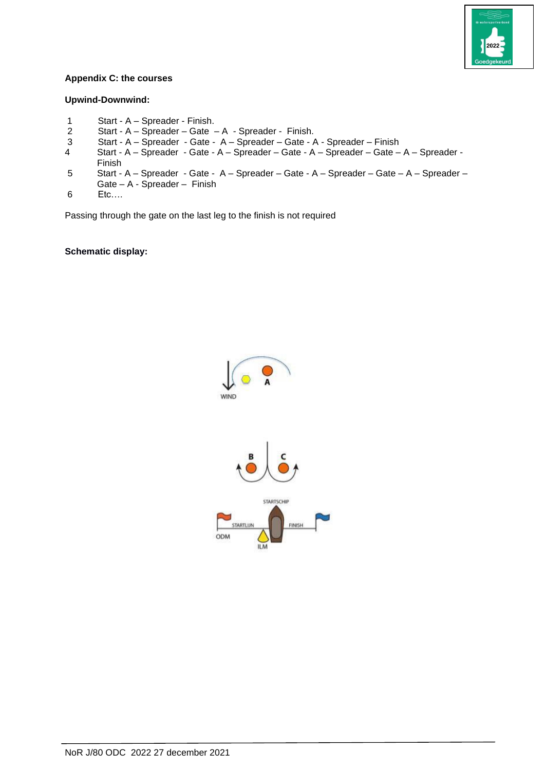**Appendix C: the courses**

**Upwind-Downwind:**

1 Start - A – Spreader - Finish.
2 Start - A – Spreader – Gate – A - Spreader - Finish.
3 Start - A – Spreader - Gate - A – Spreader – Gate - A - Spreader – Finish
4 Start - A – Spreader - Gate - A – Spreader – Gate - A – Spreader – Gate – A – Spreader - Finish
5 Start - A – Spreader - Gate - A – Spreader – Gate - A – Spreader – Gate – A – Spreader – Gate – A - Spreader – Finish
6 Etc.…

Passing through the gate on the last leg to the finish is not required

**Schematic display:**

WIND

A

B C

STARTSCHIP

STARTLIJN FINISH

ODM

ILM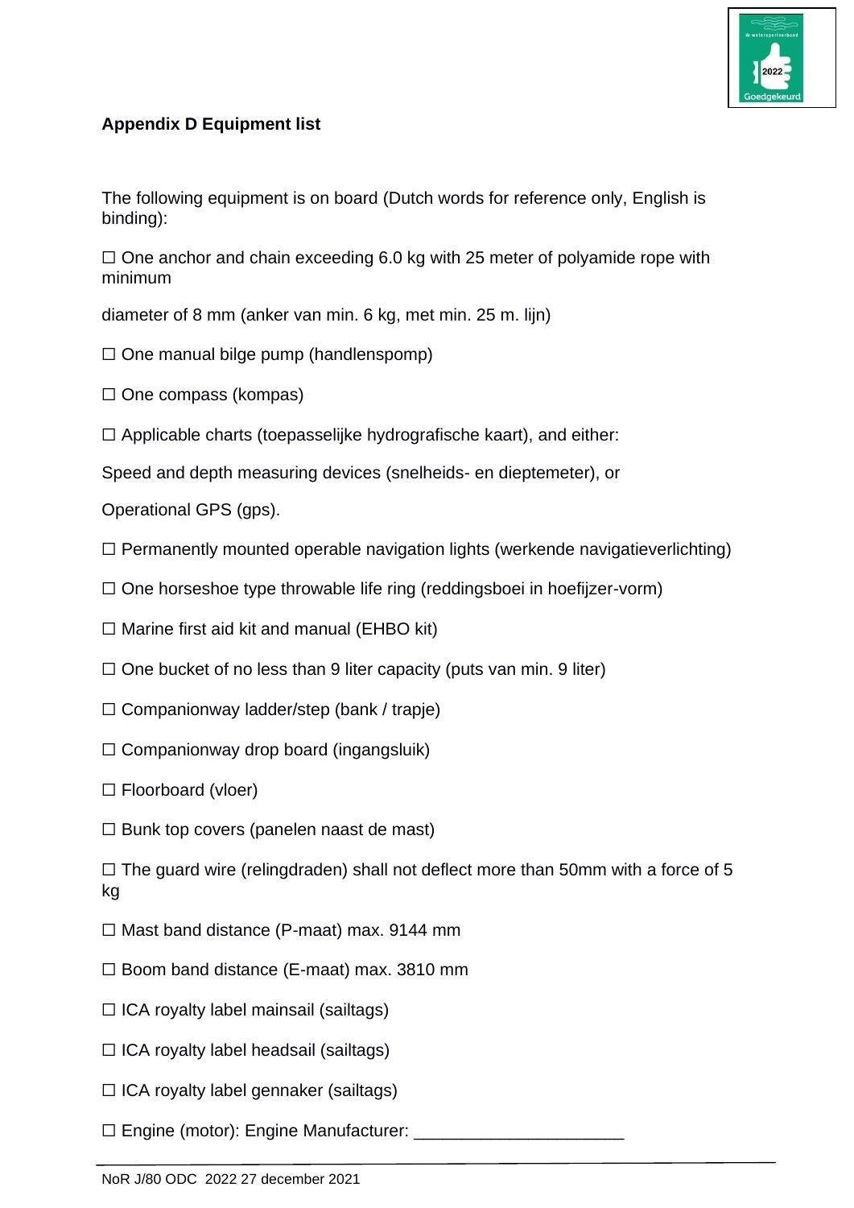**Appendix D Equipment list**

The following equipment is on board (Dutch words for reference only, English is binding):

☐ One anchor and chain exceeding 6.0 kg with 25 meter of polyamide rope with minimum

diameter of 8 mm (anker van min. 6 kg, met min. 25 m. lijn)

☐ One manual bilge pump (handlenspomp)

☐ One compass (kompas)

☐ Applicable charts (toepasselijke hydrografische kaart), and either:

Speed and depth measuring devices (snelheids- en dieptemeter), or

Operational GPS (gps).

☐ Permanently mounted operable navigation lights (werkende navigatieverlichting)

☐ One horseshoe type throwable life ring (reddingsboei in hoefijzer-vorm)

☐ Marine first aid kit and manual (EHBO kit)

☐ One bucket of no less than 9 liter capacity (puts van min. 9 liter)

☐ Companionway ladder/step (bank / trapje)

☐ Companionway drop board (ingangsluik)

☐ Floorboard (vloer)

☐ Bunk top covers (panelen naast de mast)

☐ The guard wire (relingdraden) shall not deflect more than 50mm with a force of 5 kg

☐ Mast band distance (P-maat) max. 9144 mm

☐ Boom band distance (E-maat) max. 3810 mm

☐ ICA royalty label mainsail (sailtags)

☐ ICA royalty label headsail (sailtags)

☐ ICA royalty label gennaker (sailtags)

☐ Engine (motor): Engine Manufacturer: ______________________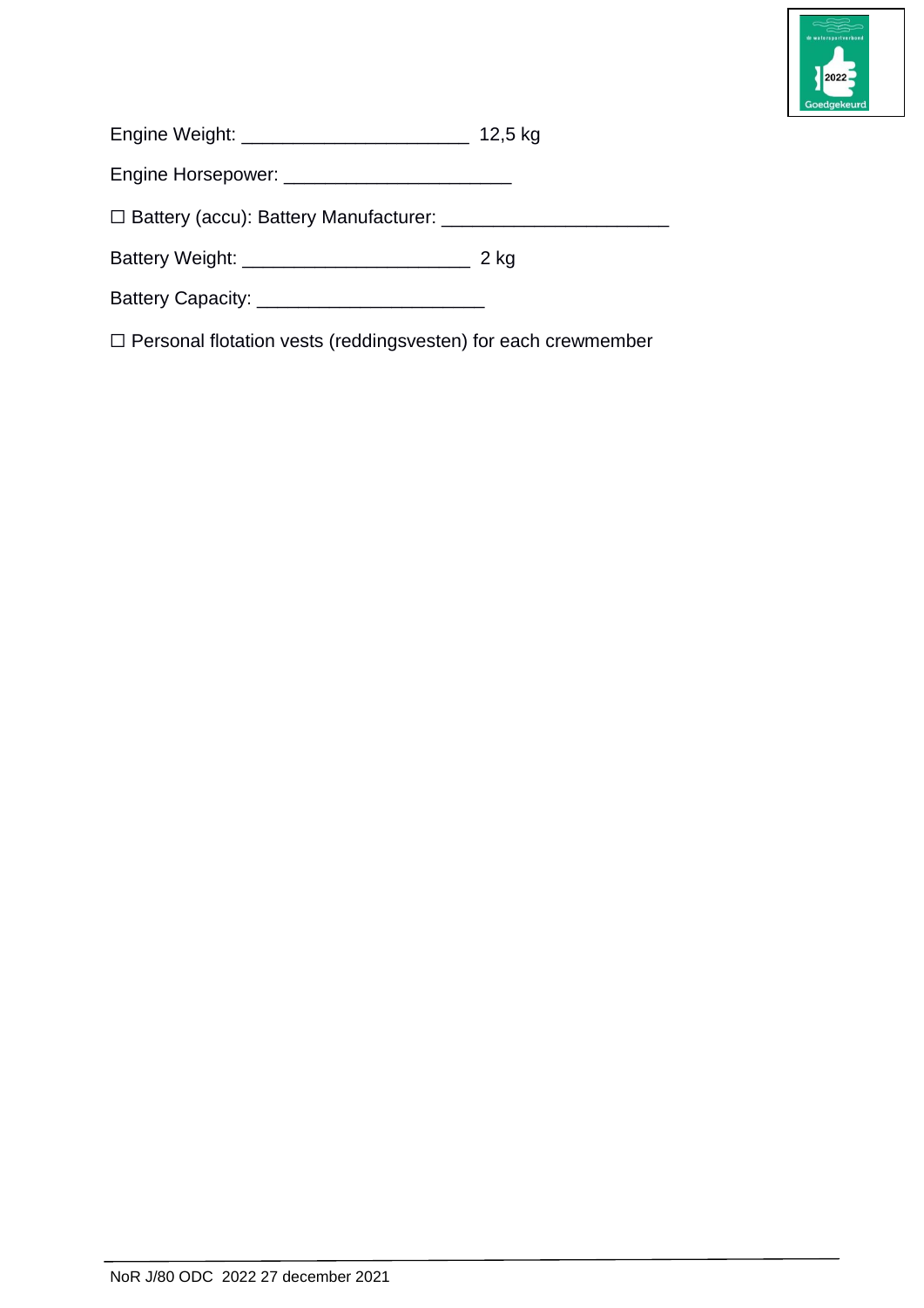Engine Weight: ______________________ 12,5 kg

Engine Horsepower: ______________________

☐ Battery (accu): Battery Manufacturer: ______________________

Battery Weight: ______________________ 2 kg

Battery Capacity: ______________________

☐ Personal flotation vests (reddingsvesten) for each crewmember